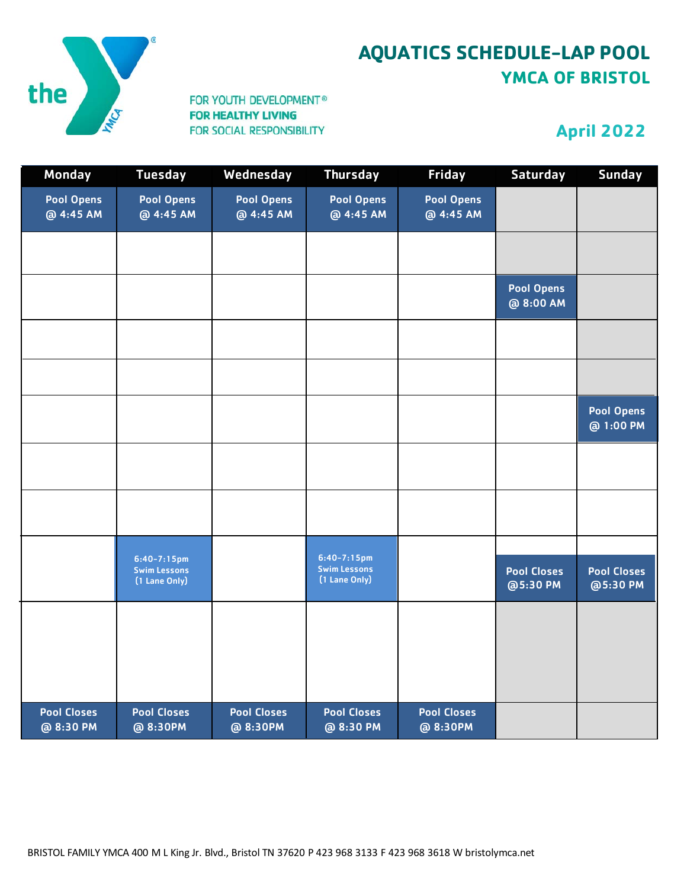# AQUATICS SCHEDULE-LAP POOL

## YMCA OF BRISTOL

FOR YOUTH DEVELOPMENT®
**FOR HEALTHY LIVING**
FOR SOCIAL RESPONSIBILITY

## April 2022

| Monday | Tuesday | Wednesday | Thursday | Friday | Saturday | Sunday |
|---|---|---|---|---|---|---|
| Pool Opens @ 4:45 AM | Pool Opens @ 4:45 AM | Pool Opens @ 4:45 AM | Pool Opens @ 4:45 AM | Pool Opens @ 4:45 AM | | |
| | | | | | | |
| | | | | | Pool Opens @ 8:00 AM | |
| | | | | | | |
| | | | | | | |
| | | | | | | Pool Opens @ 1:00 PM |
| | | | | | | |
| | | | | | | |
| | 6:40-7:15pm Swim Lessons (1 Lane Only) | | 6:40-7:15pm Swim Lessons (1 Lane Only) | | Pool Closes @5:30 PM | Pool Closes @5:30 PM |
| | | | | | | |
| Pool Closes @ 8:30 PM | Pool Closes @ 8:30PM | Pool Closes @ 8:30PM | Pool Closes @ 8:30 PM | Pool Closes @ 8:30PM | | |

BRISTOL FAMILY YMCA 400 M L King Jr. Blvd., Bristol TN 37620 P 423 968 3133 F 423 968 3618 W bristolymca.net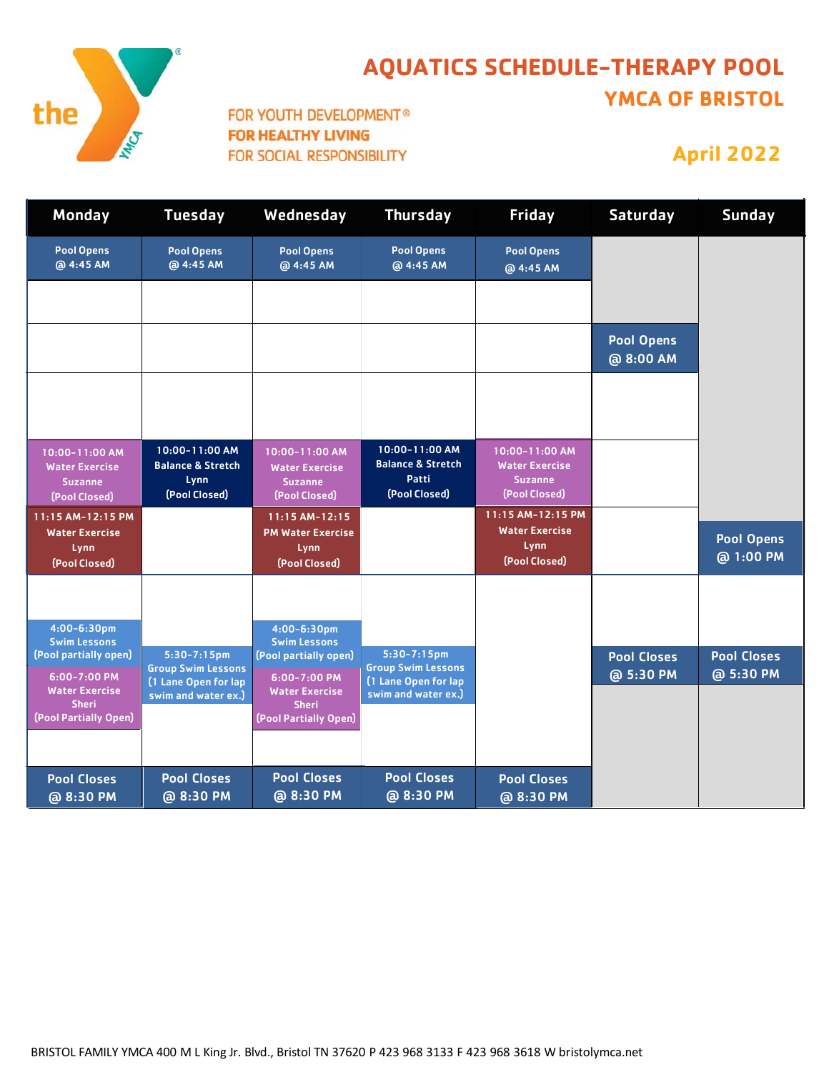# AQUATICS SCHEDULE–THERAPY POOL

## YMCA OF BRISTOL

FOR YOUTH DEVELOPMENT®
**FOR HEALTHY LIVING**
FOR SOCIAL RESPONSIBILITY

## April 2022

| Monday | Tuesday | Wednesday | Thursday | Friday | Saturday | Sunday |
|---|---|---|---|---|---|---|
| Pool Opens @ 4:45 AM | Pool Opens @ 4:45 AM | Pool Opens @ 4:45 AM | Pool Opens @ 4:45 AM | Pool Opens @ 4:45 AM | | |
| | | | | | Pool Opens @ 8:00 AM | |
| 10:00-11:00 AM Water Exercise Suzanne (Pool Closed) | 10:00-11:00 AM Balance & Stretch Lynn (Pool Closed) | 10:00-11:00 AM Water Exercise Suzanne (Pool Closed) | 10:00-11:00 AM Balance & Stretch Patti (Pool Closed) | 10:00-11:00 AM Water Exercise Suzanne (Pool Closed) | | |
| 11:15 AM-12:15 PM Water Exercise Lynn (Pool Closed) | | 11:15 AM-12:15 PM Water Exercise Lynn (Pool Closed) | | 11:15 AM-12:15 PM Water Exercise Lynn (Pool Closed) | | Pool Opens @ 1:00 PM |
| 4:00-6:30pm Swim Lessons (Pool partially open) | 5:30-7:15pm Group Swim Lessons (1 Lane Open for lap swim and water ex.) | 4:00-6:30pm Swim Lessons (Pool partially open) | 5:30-7:15pm Group Swim Lessons (1 Lane Open for lap swim and water ex.) | | Pool Closes @ 5:30 PM | Pool Closes @ 5:30 PM |
| 6:00-7:00 PM Water Exercise Sheri (Pool Partially Open) | | 6:00-7:00 PM Water Exercise Sheri (Pool Partially Open) | | | | |
| Pool Closes @ 8:30 PM | Pool Closes @ 8:30 PM | Pool Closes @ 8:30 PM | Pool Closes @ 8:30 PM | Pool Closes @ 8:30 PM | | |

BRISTOL FAMILY YMCA 400 M L King Jr. Blvd., Bristol TN 37620 P 423 968 3133 F 423 968 3618 W bristolymca.net